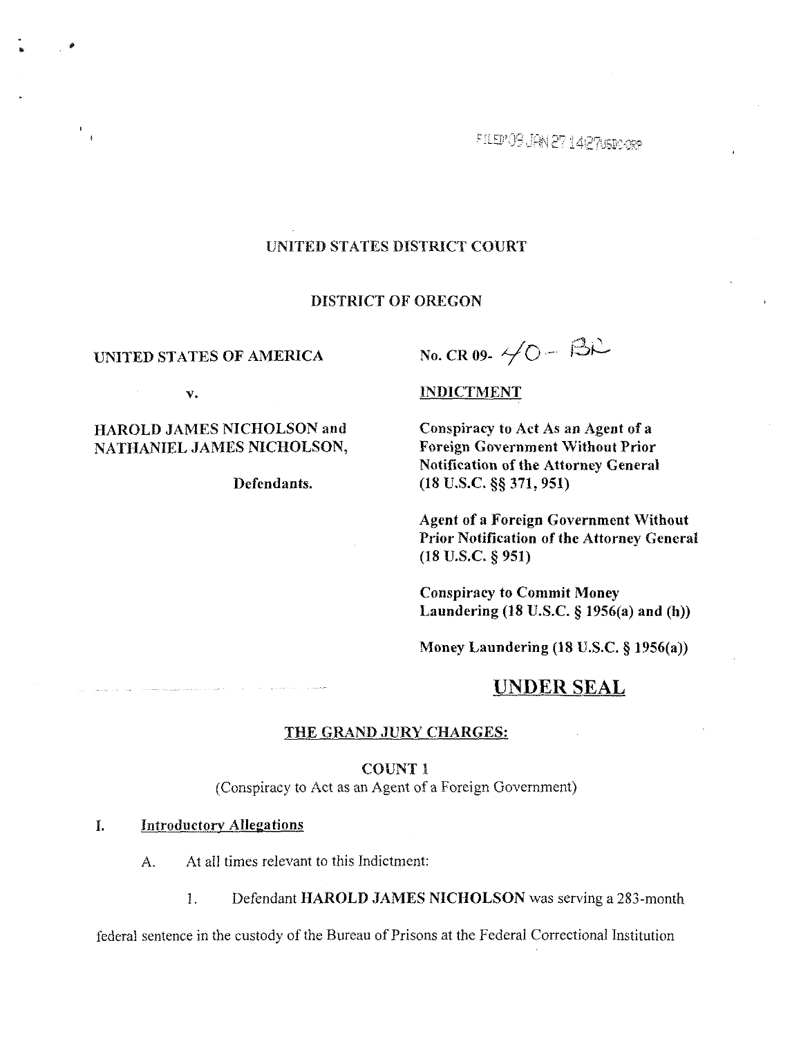FILED'09 JAN 27 14:27USDC-ORP

UNITED STATES DISTRICT COURT

DISTRICT OF OREGON

UNITED STATES OF AMERICA

v.

HAROLD JAMES NICHOLSON and NATHANIEL JAMES NICHOLSON,

Defendants.

No. CR 09- 40 - BR

INDICTMENT

**Conspiracy to Act As an Agent of a Foreign Government Without Prior Notification of the Attorney General (18 U.S.C. §§ 371, 951)**

**Agent of a Foreign Government Without Prior Notification of the Attorney General (18 U.S.C. § 951)**

**Conspiracy to Commit Money Laundering (18 U.S.C. § 1956(a) and (h))**

**Money Laundering (18 U.S.C. § 1956(a))**

## UNDER SEAL

THE GRAND JURY CHARGES:

COUNT 1

(Conspiracy to Act as an Agent of a Foreign Government)

I. Introductory Allegations

A. At all times relevant to this Indictment:

1. Defendant **HAROLD JAMES NICHOLSON** was serving a 283-month federal sentence in the custody of the Bureau of Prisons at the Federal Correctional Institution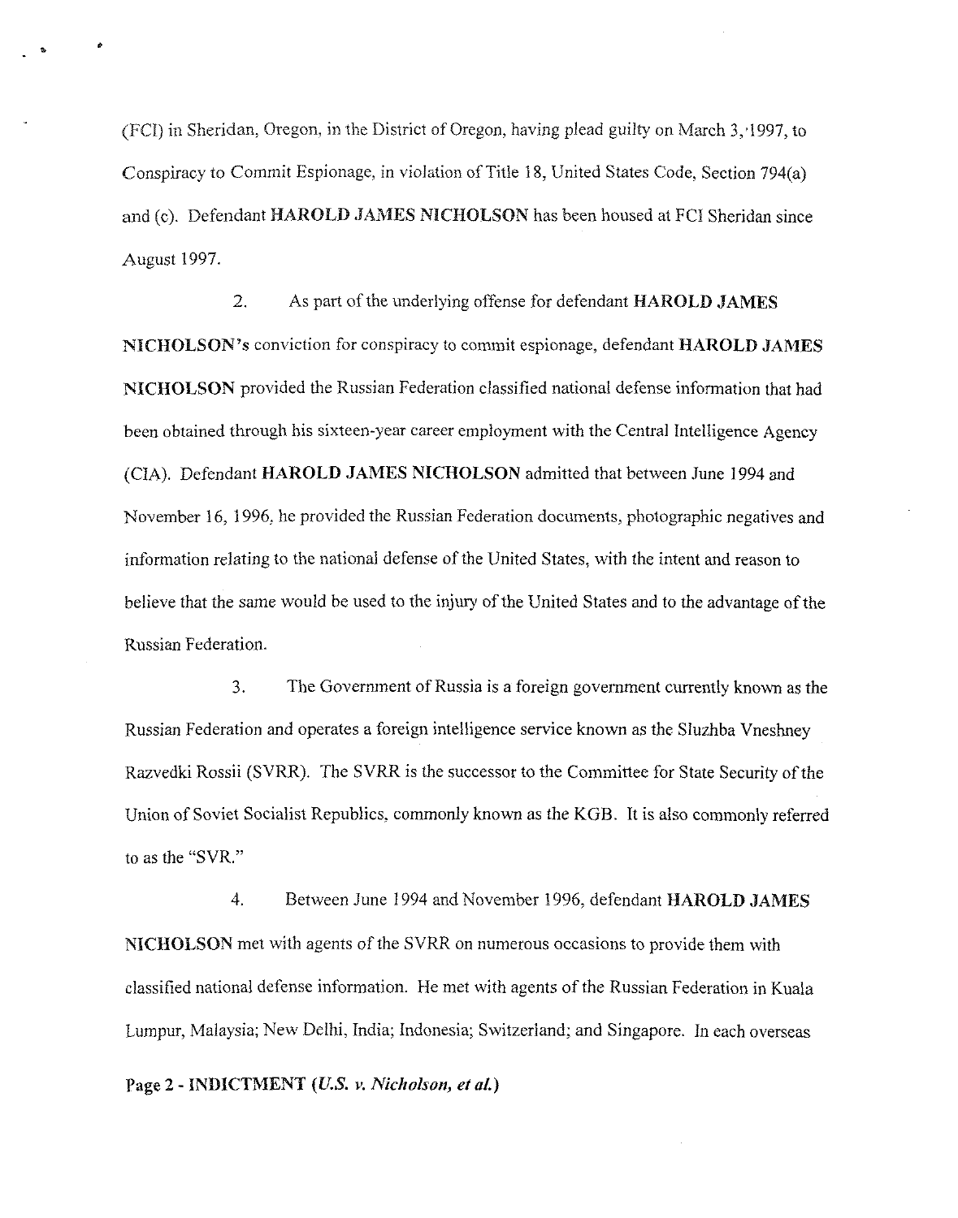(FCI) in Sheridan, Oregon, in the District of Oregon, having plead guilty on March 3, 1997, to Conspiracy to Commit Espionage, in violation of Title 18, United States Code, Section 794(a) and (c). Defendant **HAROLD JAMES NICHOLSON** has been housed at FCI Sheridan since August 1997.

2. As part of the underlying offense for defendant **HAROLD JAMES NICHOLSON's** conviction for conspiracy to commit espionage, defendant **HAROLD JAMES NICHOLSON** provided the Russian Federation classified national defense information that had been obtained through his sixteen-year career employment with the Central Intelligence Agency (CIA). Defendant **HAROLD JAMES NICHOLSON** admitted that between June 1994 and November 16, 1996, he provided the Russian Federation documents, photographic negatives and information relating to the national defense of the United States, with the intent and reason to believe that the same would be used to the injury of the United States and to the advantage of the Russian Federation.

3. The Government of Russia is a foreign government currently known as the Russian Federation and operates a foreign intelligence service known as the Sluzhba Vneshney Razvedki Rossii (SVRR). The SVRR is the successor to the Committee for State Security of the Union of Soviet Socialist Republics, commonly known as the KGB. It is also commonly referred to as the "SVR."

4. Between June 1994 and November 1996, defendant **HAROLD JAMES NICHOLSON** met with agents of the SVRR on numerous occasions to provide them with classified national defense information. He met with agents of the Russian Federation in Kuala Lumpur, Malaysia; New Delhi, India; Indonesia; Switzerland; and Singapore. In each overseas

**Page 2 - INDICTMENT (*U.S. v. Nicholson, et al.*)**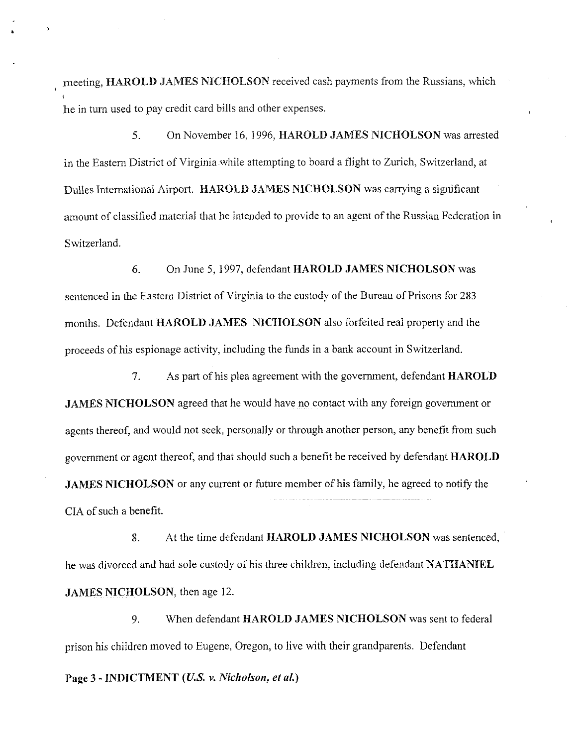meeting, **HAROLD JAMES NICHOLSON** received cash payments from the Russians, which he in turn used to pay credit card bills and other expenses.

5. On November 16, 1996, **HAROLD JAMES NICHOLSON** was arrested in the Eastern District of Virginia while attempting to board a flight to Zurich, Switzerland, at Dulles International Airport. **HAROLD JAMES NICHOLSON** was carrying a significant amount of classified material that he intended to provide to an agent of the Russian Federation in Switzerland.

6. On June 5, 1997, defendant **HAROLD JAMES NICHOLSON** was sentenced in the Eastern District of Virginia to the custody of the Bureau of Prisons for 283 months. Defendant **HAROLD JAMES NICHOLSON** also forfeited real property and the proceeds of his espionage activity, including the funds in a bank account in Switzerland.

7. As part of his plea agreement with the government, defendant **HAROLD JAMES NICHOLSON** agreed that he would have no contact with any foreign government or agents thereof, and would not seek, personally or through another person, any benefit from such government or agent thereof, and that should such a benefit be received by defendant **HAROLD JAMES NICHOLSON** or any current or future member of his family, he agreed to notify the CIA of such a benefit.

8. At the time defendant **HAROLD JAMES NICHOLSON** was sentenced, he was divorced and had sole custody of his three children, including defendant **NATHANIEL JAMES NICHOLSON**, then age 12.

9. When defendant **HAROLD JAMES NICHOLSON** was sent to federal prison his children moved to Eugene, Oregon, to live with their grandparents. Defendant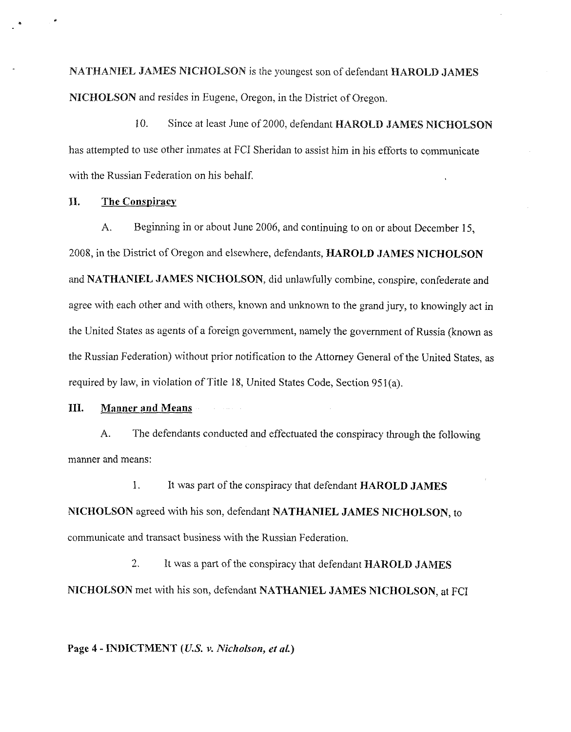NATHANIEL JAMES NICHOLSON is the youngest son of defendant HAROLD JAMES NICHOLSON and resides in Eugene, Oregon, in the District of Oregon.

10. Since at least June of 2000, defendant HAROLD JAMES NICHOLSON has attempted to use other inmates at FCI Sheridan to assist him in his efforts to communicate with the Russian Federation on his behalf.

## II. The Conspiracy

A. Beginning in or about June 2006, and continuing to on or about December 15, 2008, in the District of Oregon and elsewhere, defendants, **HAROLD JAMES NICHOLSON** and **NATHANIEL JAMES NICHOLSON**, did unlawfully combine, conspire, confederate and agree with each other and with others, known and unknown to the grand jury, to knowingly act in the United States as agents of a foreign government, namely the government of Russia (known as the Russian Federation) without prior notification to the Attorney General of the United States, as required by law, in violation of Title 18, United States Code, Section 951(a).

## III. Manner and Means

A. The defendants conducted and effectuated the conspiracy through the following manner and means:

1. It was part of the conspiracy that defendant **HAROLD JAMES NICHOLSON** agreed with his son, defendant **NATHANIEL JAMES NICHOLSON**, to communicate and transact business with the Russian Federation.

2. It was a part of the conspiracy that defendant **HAROLD JAMES NICHOLSON** met with his son, defendant **NATHANIEL JAMES NICHOLSON**, at FCI

**Page 4 - INDICTMENT (*U.S. v. Nicholson, et al.*)**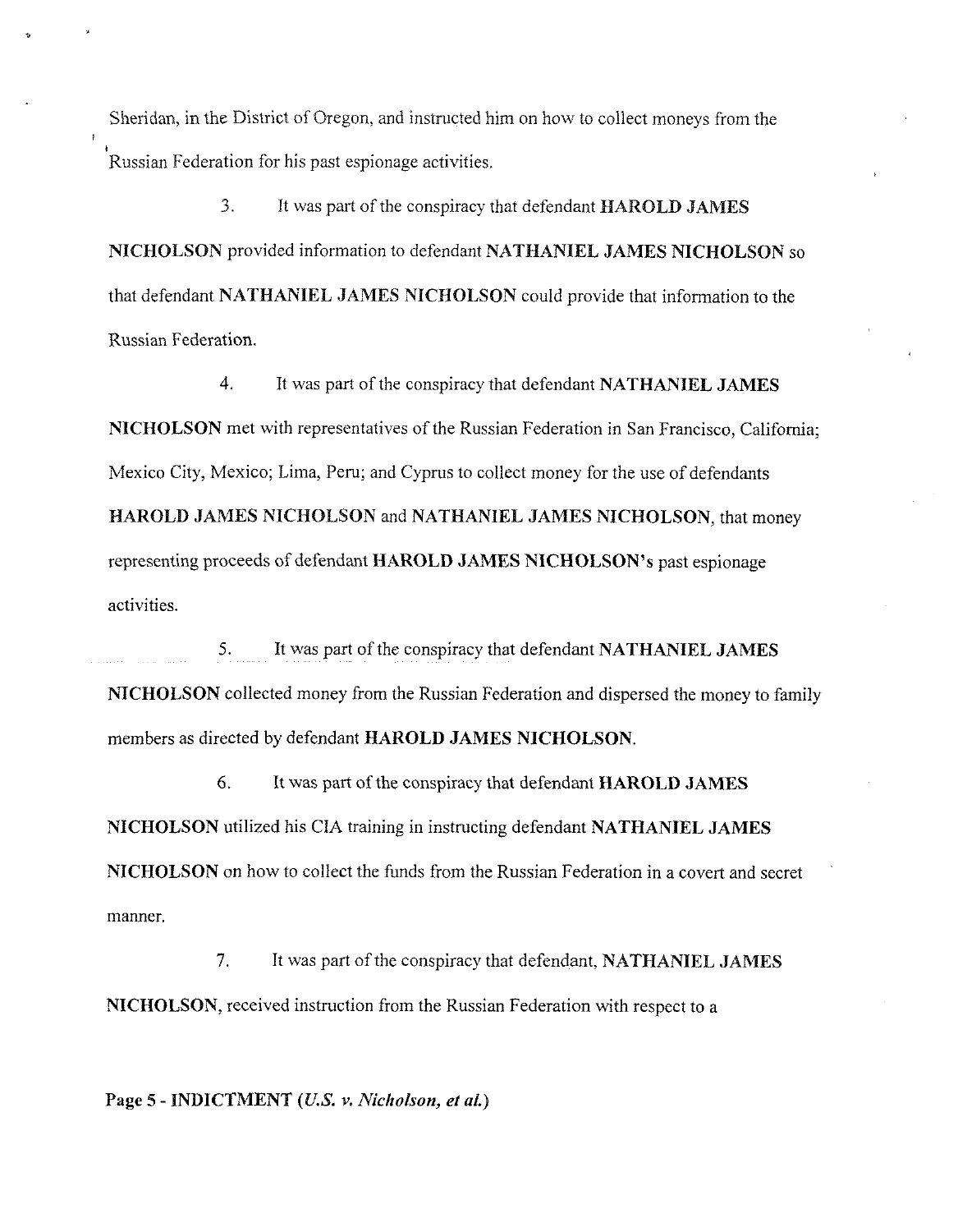Sheridan, in the District of Oregon, and instructed him on how to collect moneys from the Russian Federation for his past espionage activities.

3. It was part of the conspiracy that defendant **HAROLD JAMES NICHOLSON** provided information to defendant **NATHANIEL JAMES NICHOLSON** so that defendant **NATHANIEL JAMES NICHOLSON** could provide that information to the Russian Federation.

4. It was part of the conspiracy that defendant **NATHANIEL JAMES NICHOLSON** met with representatives of the Russian Federation in San Francisco, California; Mexico City, Mexico; Lima, Peru; and Cyprus to collect money for the use of defendants **HAROLD JAMES NICHOLSON** and **NATHANIEL JAMES NICHOLSON**, that money representing proceeds of defendant **HAROLD JAMES NICHOLSON's** past espionage activities.

5. It was part of the conspiracy that defendant **NATHANIEL JAMES NICHOLSON** collected money from the Russian Federation and dispersed the money to family members as directed by defendant **HAROLD JAMES NICHOLSON**.

6. It was part of the conspiracy that defendant **HAROLD JAMES NICHOLSON** utilized his CIA training in instructing defendant **NATHANIEL JAMES NICHOLSON** on how to collect the funds from the Russian Federation in a covert and secret manner.

7. It was part of the conspiracy that defendant, **NATHANIEL JAMES NICHOLSON**, received instruction from the Russian Federation with respect to a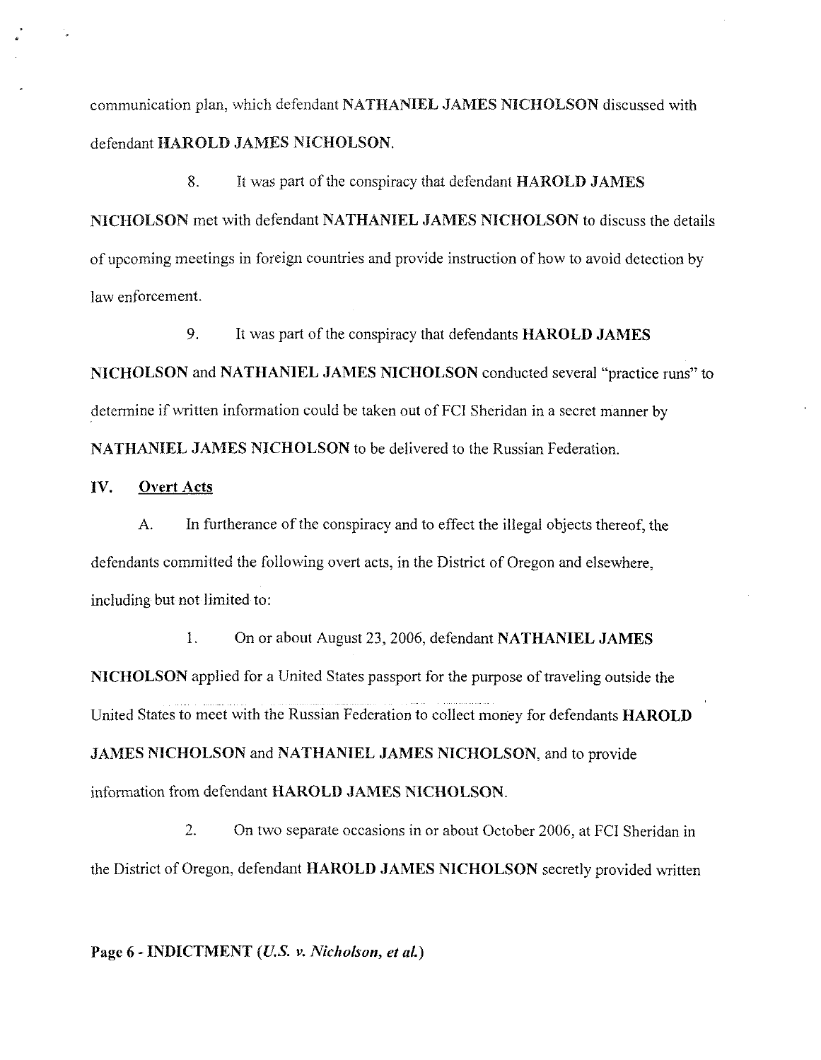communication plan, which defendant **NATHANIEL JAMES NICHOLSON** discussed with defendant **HAROLD JAMES NICHOLSON**.

8. It was part of the conspiracy that defendant **HAROLD JAMES NICHOLSON** met with defendant **NATHANIEL JAMES NICHOLSON** to discuss the details of upcoming meetings in foreign countries and provide instruction of how to avoid detection by law enforcement.

9. It was part of the conspiracy that defendants **HAROLD JAMES NICHOLSON** and **NATHANIEL JAMES NICHOLSON** conducted several "practice runs" to determine if written information could be taken out of FCI Sheridan in a secret manner by **NATHANIEL JAMES NICHOLSON** to be delivered to the Russian Federation.

## IV. Overt Acts

A. In furtherance of the conspiracy and to effect the illegal objects thereof, the defendants committed the following overt acts, in the District of Oregon and elsewhere, including but not limited to:

1. On or about August 23, 2006, defendant **NATHANIEL JAMES NICHOLSON** applied for a United States passport for the purpose of traveling outside the United States to meet with the Russian Federation to collect money for defendants **HAROLD JAMES NICHOLSON** and **NATHANIEL JAMES NICHOLSON**, and to provide information from defendant **HAROLD JAMES NICHOLSON**.

2. On two separate occasions in or about October 2006, at FCI Sheridan in the District of Oregon, defendant **HAROLD JAMES NICHOLSON** secretly provided written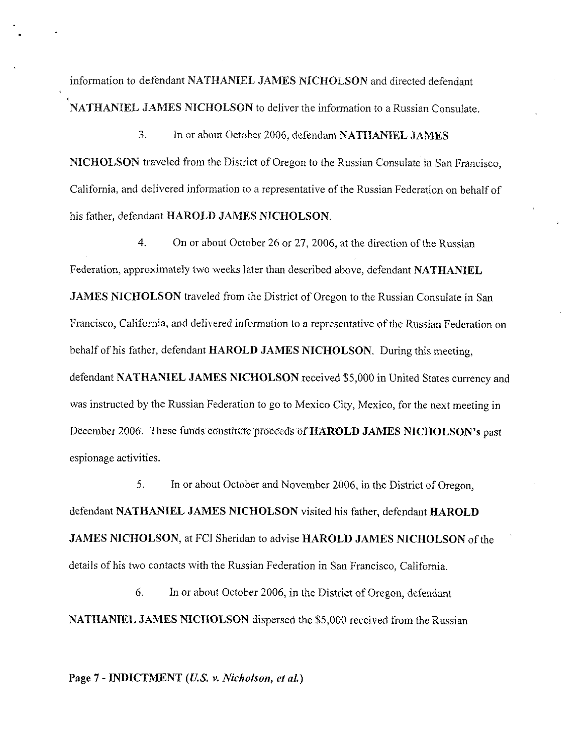information to defendant **NATHANIEL JAMES NICHOLSON** and directed defendant **NATHANIEL JAMES NICHOLSON** to deliver the information to a Russian Consulate.

3. In or about October 2006, defendant **NATHANIEL JAMES NICHOLSON** traveled from the District of Oregon to the Russian Consulate in San Francisco, California, and delivered information to a representative of the Russian Federation on behalf of his father, defendant **HAROLD JAMES NICHOLSON**.

4. On or about October 26 or 27, 2006, at the direction of the Russian Federation, approximately two weeks later than described above, defendant **NATHANIEL JAMES NICHOLSON** traveled from the District of Oregon to the Russian Consulate in San Francisco, California, and delivered information to a representative of the Russian Federation on behalf of his father, defendant **HAROLD JAMES NICHOLSON**. During this meeting, defendant **NATHANIEL JAMES NICHOLSON** received $5,000 in United States currency and was instructed by the Russian Federation to go to Mexico City, Mexico, for the next meeting in December 2006. These funds constitute proceeds of **HAROLD JAMES NICHOLSON's** past espionage activities.

5. In or about October and November 2006, in the District of Oregon, defendant **NATHANIEL JAMES NICHOLSON** visited his father, defendant **HAROLD JAMES NICHOLSON**, at FCI Sheridan to advise **HAROLD JAMES NICHOLSON** of the details of his two contacts with the Russian Federation in San Francisco, California.

6. In or about October 2006, in the District of Oregon, defendant **NATHANIEL JAMES NICHOLSON** dispersed the $5,000 received from the Russian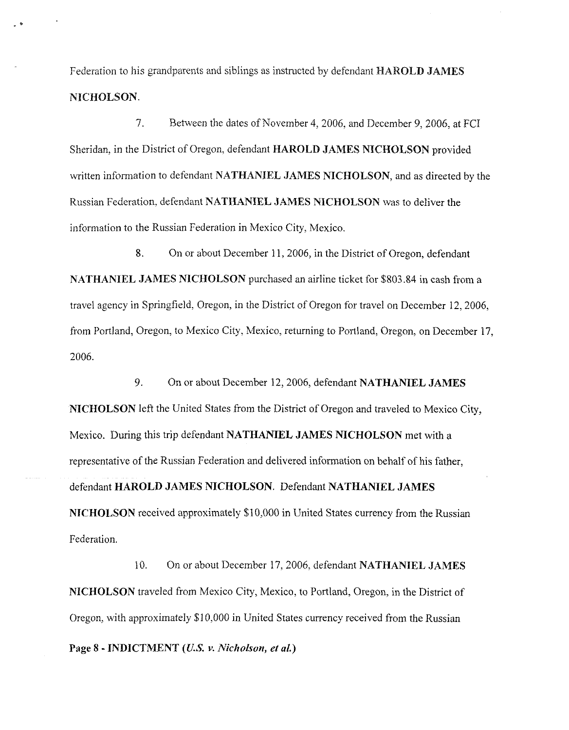Federation to his grandparents and siblings as instructed by defendant **HAROLD JAMES NICHOLSON**.

7. Between the dates of November 4, 2006, and December 9, 2006, at FCI Sheridan, in the District of Oregon, defendant **HAROLD JAMES NICHOLSON** provided written information to defendant **NATHANIEL JAMES NICHOLSON**, and as directed by the Russian Federation, defendant **NATHANIEL JAMES NICHOLSON** was to deliver the information to the Russian Federation in Mexico City, Mexico.

8. On or about December 11, 2006, in the District of Oregon, defendant **NATHANIEL JAMES NICHOLSON** purchased an airline ticket for $803.84 in cash from a travel agency in Springfield, Oregon, in the District of Oregon for travel on December 12, 2006, from Portland, Oregon, to Mexico City, Mexico, returning to Portland, Oregon, on December 17, 2006.

9. On or about December 12, 2006, defendant **NATHANIEL JAMES NICHOLSON** left the United States from the District of Oregon and traveled to Mexico City, Mexico. During this trip defendant **NATHANIEL JAMES NICHOLSON** met with a representative of the Russian Federation and delivered information on behalf of his father, defendant **HAROLD JAMES NICHOLSON**. Defendant **NATHANIEL JAMES NICHOLSON** received approximately $10,000 in United States currency from the Russian Federation.

10. On or about December 17, 2006, defendant **NATHANIEL JAMES NICHOLSON** traveled from Mexico City, Mexico, to Portland, Oregon, in the District of Oregon, with approximately $10,000 in United States currency received from the Russian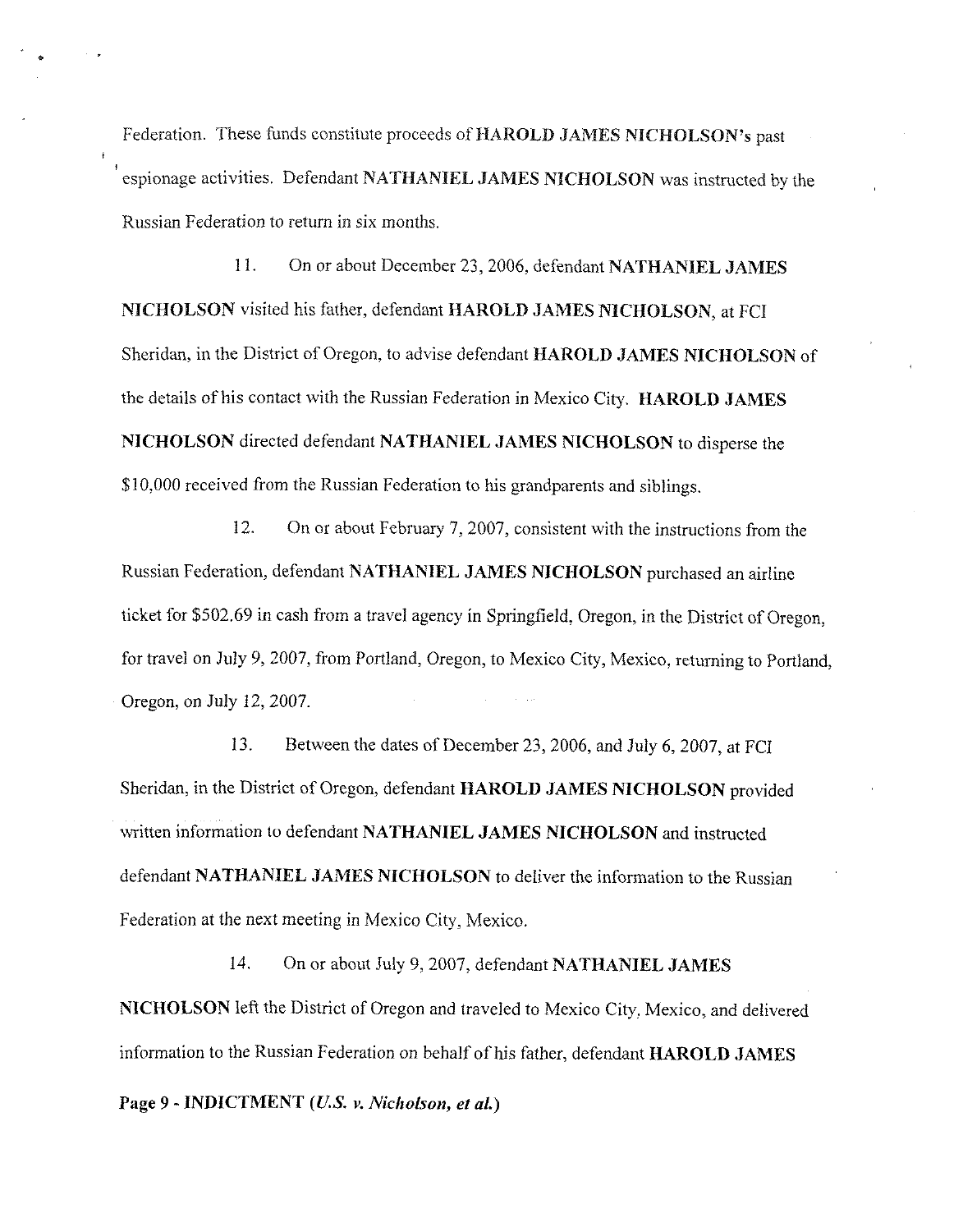Federation. These funds constitute proceeds of **HAROLD JAMES NICHOLSON**'s past espionage activities. Defendant **NATHANIEL JAMES NICHOLSON** was instructed by the Russian Federation to return in six months.

11. On or about December 23, 2006, defendant **NATHANIEL JAMES NICHOLSON** visited his father, defendant **HAROLD JAMES NICHOLSON**, at FCI Sheridan, in the District of Oregon, to advise defendant **HAROLD JAMES NICHOLSON** of the details of his contact with the Russian Federation in Mexico City. **HAROLD JAMES NICHOLSON** directed defendant **NATHANIEL JAMES NICHOLSON** to disperse the $10,000 received from the Russian Federation to his grandparents and siblings.

12. On or about February 7, 2007, consistent with the instructions from the Russian Federation, defendant **NATHANIEL JAMES NICHOLSON** purchased an airline ticket for $502.69 in cash from a travel agency in Springfield, Oregon, in the District of Oregon, for travel on July 9, 2007, from Portland, Oregon, to Mexico City, Mexico, returning to Portland, Oregon, on July 12, 2007.

13. Between the dates of December 23, 2006, and July 6, 2007, at FCI Sheridan, in the District of Oregon, defendant **HAROLD JAMES NICHOLSON** provided written information to defendant **NATHANIEL JAMES NICHOLSON** and instructed defendant **NATHANIEL JAMES NICHOLSON** to deliver the information to the Russian Federation at the next meeting in Mexico City, Mexico.

14. On or about July 9, 2007, defendant **NATHANIEL JAMES NICHOLSON** left the District of Oregon and traveled to Mexico City, Mexico, and delivered information to the Russian Federation on behalf of his father, defendant **HAROLD JAMES**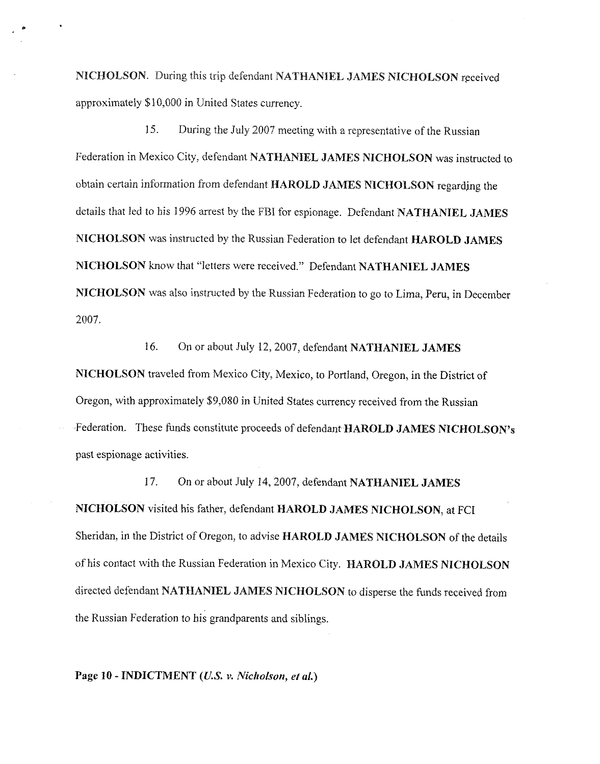**NICHOLSON**. During this trip defendant **NATHANIEL JAMES NICHOLSON** received approximately $10,000 in United States currency.

15. During the July 2007 meeting with a representative of the Russian Federation in Mexico City, defendant **NATHANIEL JAMES NICHOLSON** was instructed to obtain certain information from defendant **HAROLD JAMES NICHOLSON** regarding the details that led to his 1996 arrest by the FBI for espionage. Defendant **NATHANIEL JAMES NICHOLSON** was instructed by the Russian Federation to let defendant **HAROLD JAMES NICHOLSON** know that "letters were received." Defendant **NATHANIEL JAMES NICHOLSON** was also instructed by the Russian Federation to go to Lima, Peru, in December 2007.

16. On or about July 12, 2007, defendant **NATHANIEL JAMES NICHOLSON** traveled from Mexico City, Mexico, to Portland, Oregon, in the District of Oregon, with approximately $9,080 in United States currency received from the Russian Federation. These funds constitute proceeds of defendant **HAROLD JAMES NICHOLSON's** past espionage activities.

17. On or about July 14, 2007, defendant **NATHANIEL JAMES NICHOLSON** visited his father, defendant **HAROLD JAMES NICHOLSON**, at FCI Sheridan, in the District of Oregon, to advise **HAROLD JAMES NICHOLSON** of the details of his contact with the Russian Federation in Mexico City. **HAROLD JAMES NICHOLSON** directed defendant **NATHANIEL JAMES NICHOLSON** to disperse the funds received from the Russian Federation to his grandparents and siblings.

**Page 10 - INDICTMENT (*U.S. v. Nicholson, et al.*)**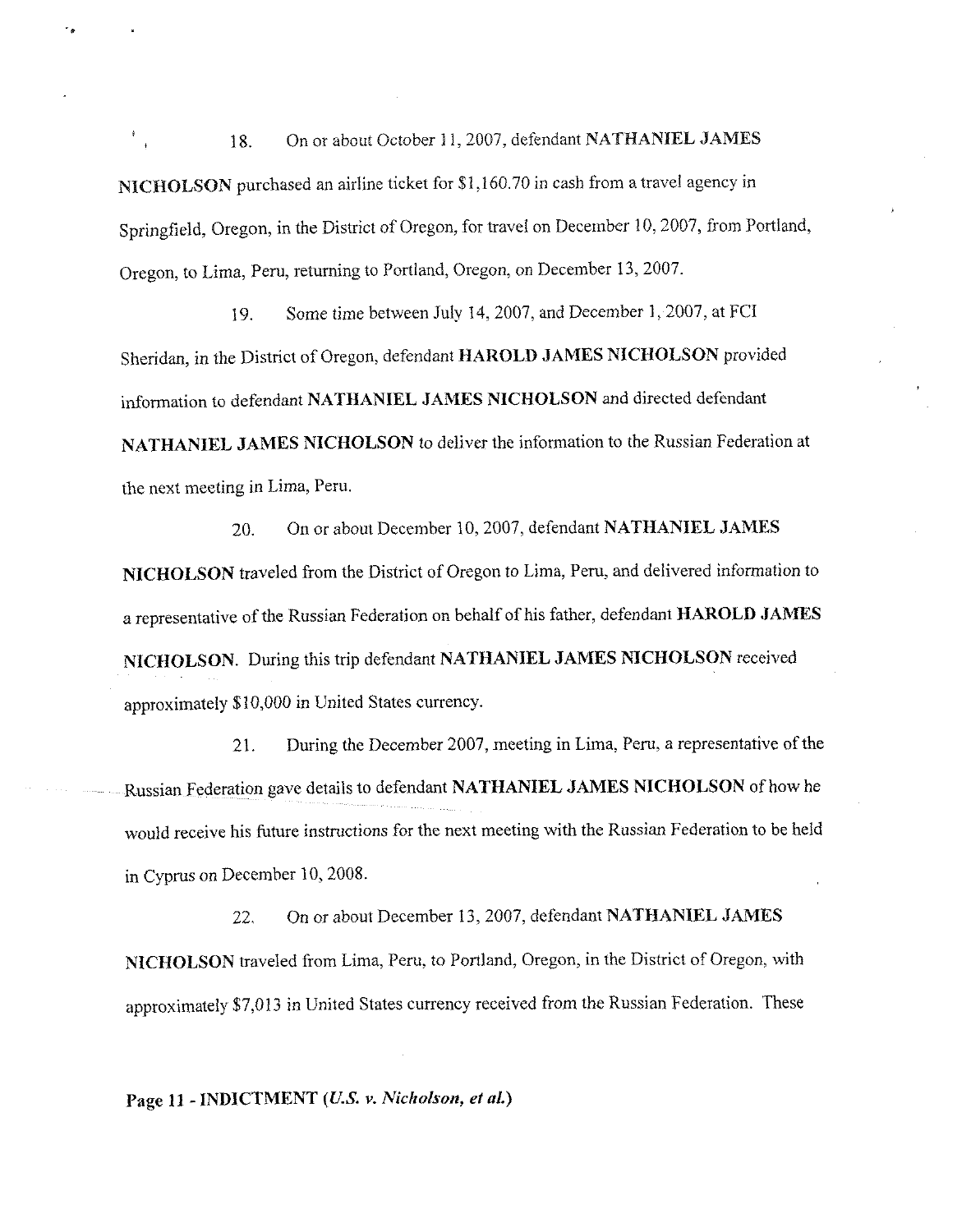18. On or about October 11, 2007, defendant **NATHANIEL JAMES NICHOLSON** purchased an airline ticket for $1,160.70 in cash from a travel agency in Springfield, Oregon, in the District of Oregon, for travel on December 10, 2007, from Portland, Oregon, to Lima, Peru, returning to Portland, Oregon, on December 13, 2007.

19. Some time between July 14, 2007, and December 1, 2007, at FCI Sheridan, in the District of Oregon, defendant **HAROLD JAMES NICHOLSON** provided information to defendant **NATHANIEL JAMES NICHOLSON** and directed defendant **NATHANIEL JAMES NICHOLSON** to deliver the information to the Russian Federation at the next meeting in Lima, Peru.

20. On or about December 10, 2007, defendant **NATHANIEL JAMES NICHOLSON** traveled from the District of Oregon to Lima, Peru, and delivered information to a representative of the Russian Federation on behalf of his father, defendant **HAROLD JAMES NICHOLSON**. During this trip defendant **NATHANIEL JAMES NICHOLSON** received approximately $10,000 in United States currency.

21. During the December 2007, meeting in Lima, Peru, a representative of the Russian Federation gave details to defendant **NATHANIEL JAMES NICHOLSON** of how he would receive his future instructions for the next meeting with the Russian Federation to be held in Cyprus on December 10, 2008.

22. On or about December 13, 2007, defendant **NATHANIEL JAMES NICHOLSON** traveled from Lima, Peru, to Portland, Oregon, in the District of Oregon, with approximately $7,013 in United States currency received from the Russian Federation. These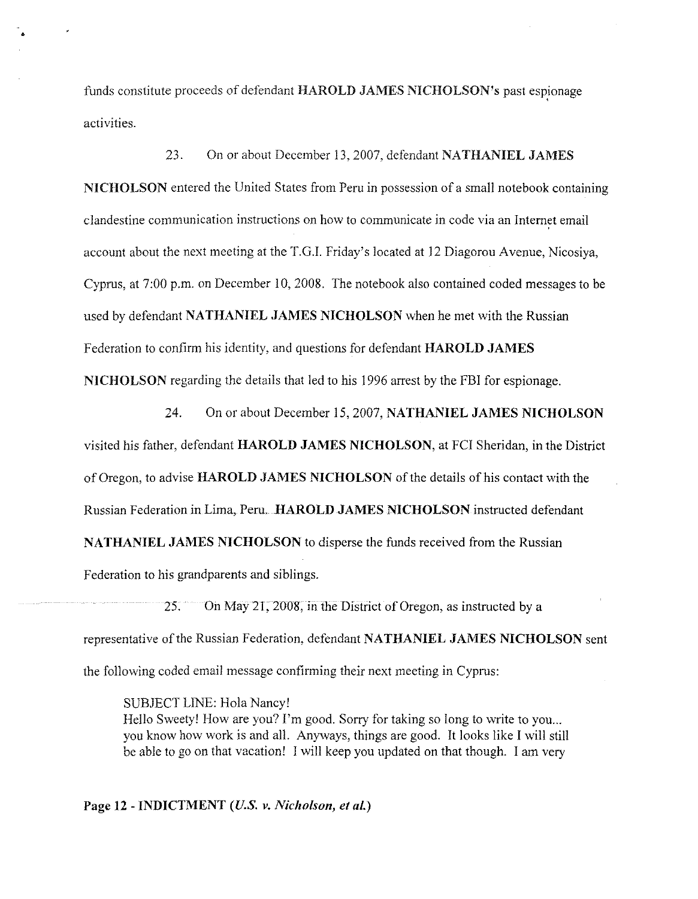funds constitute proceeds of defendant **HAROLD JAMES NICHOLSON**'s past espionage activities.

23. On or about December 13, 2007, defendant **NATHANIEL JAMES NICHOLSON** entered the United States from Peru in possession of a small notebook containing clandestine communication instructions on how to communicate in code via an Internet email account about the next meeting at the T.G.I. Friday's located at 12 Diagorou Avenue, Nicosiya, Cyprus, at 7:00 p.m. on December 10, 2008. The notebook also contained coded messages to be used by defendant **NATHANIEL JAMES NICHOLSON** when he met with the Russian Federation to confirm his identity, and questions for defendant **HAROLD JAMES NICHOLSON** regarding the details that led to his 1996 arrest by the FBI for espionage.

24. On or about December 15, 2007, **NATHANIEL JAMES NICHOLSON** visited his father, defendant **HAROLD JAMES NICHOLSON**, at FCI Sheridan, in the District of Oregon, to advise **HAROLD JAMES NICHOLSON** of the details of his contact with the Russian Federation in Lima, Peru. **HAROLD JAMES NICHOLSON** instructed defendant **NATHANIEL JAMES NICHOLSON** to disperse the funds received from the Russian Federation to his grandparents and siblings.

25. On May 21, 2008, in the District of Oregon, as instructed by a representative of the Russian Federation, defendant **NATHANIEL JAMES NICHOLSON** sent the following coded email message confirming their next meeting in Cyprus:

> SUBJECT LINE: Hola Nancy!
> Hello Sweety! How are you? I'm good. Sorry for taking so long to write to you... you know how work is and all. Anyways, things are good. It looks like I will still be able to go on that vacation! I will keep you updated on that though. I am very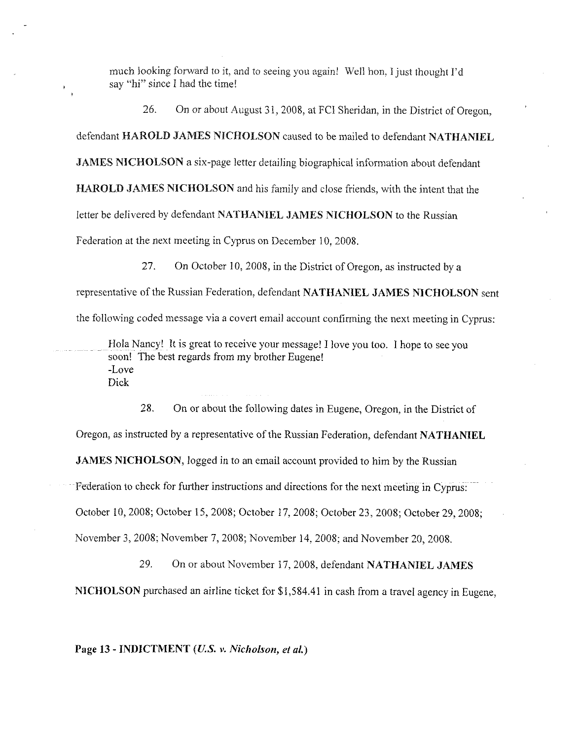much looking forward to it, and to seeing you again! Well hon, I just thought I'd say "hi" since I had the time!

26. On or about August 31, 2008, at FCI Sheridan, in the District of Oregon, defendant **HAROLD JAMES NICHOLSON** caused to be mailed to defendant **NATHANIEL JAMES NICHOLSON** a six-page letter detailing biographical information about defendant **HAROLD JAMES NICHOLSON** and his family and close friends, with the intent that the letter be delivered by defendant **NATHANIEL JAMES NICHOLSON** to the Russian Federation at the next meeting in Cyprus on December 10, 2008.

27. On October 10, 2008, in the District of Oregon, as instructed by a representative of the Russian Federation, defendant **NATHANIEL JAMES NICHOLSON** sent the following coded message via a covert email account confirming the next meeting in Cyprus:

> Hola Nancy! It is great to receive your message! I love you too. I hope to see you soon! The best regards from my brother Eugene!
> -Love
> Dick

28. On or about the following dates in Eugene, Oregon, in the District of Oregon, as instructed by a representative of the Russian Federation, defendant **NATHANIEL JAMES NICHOLSON**, logged in to an email account provided to him by the Russian Federation to check for further instructions and directions for the next meeting in Cyprus: October 10, 2008; October 15, 2008; October 17, 2008; October 23, 2008; October 29, 2008; November 3, 2008; November 7, 2008; November 14, 2008; and November 20, 2008.

29. On or about November 17, 2008, defendant **NATHANIEL JAMES NICHOLSON** purchased an airline ticket for $1,584.41 in cash from a travel agency in Eugene,

**Page 13 - INDICTMENT (*U.S. v. Nicholson, et al.*)**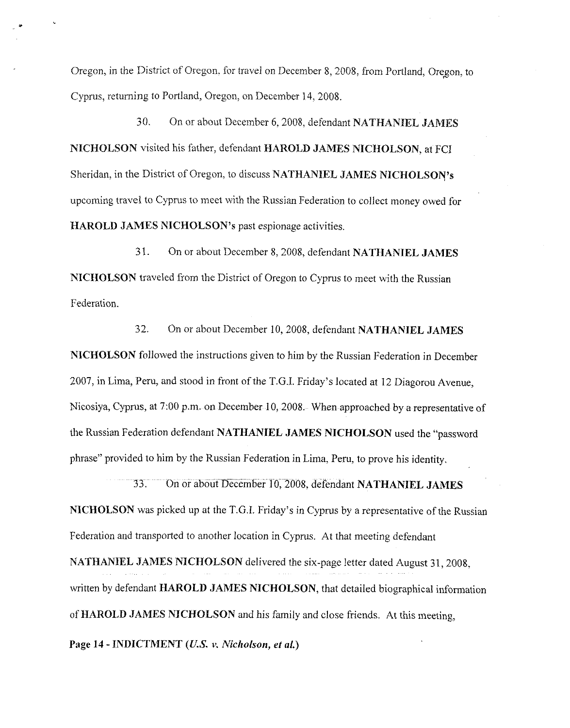Oregon, in the District of Oregon, for travel on December 8, 2008, from Portland, Oregon, to Cyprus, returning to Portland, Oregon, on December 14, 2008.

30. On or about December 6, 2008, defendant **NATHANIEL JAMES NICHOLSON** visited his father, defendant **HAROLD JAMES NICHOLSON**, at FCI Sheridan, in the District of Oregon, to discuss **NATHANIEL JAMES NICHOLSON's** upcoming travel to Cyprus to meet with the Russian Federation to collect money owed for **HAROLD JAMES NICHOLSON's** past espionage activities.

31. On or about December 8, 2008, defendant **NATHANIEL JAMES NICHOLSON** traveled from the District of Oregon to Cyprus to meet with the Russian Federation.

32. On or about December 10, 2008, defendant **NATHANIEL JAMES NICHOLSON** followed the instructions given to him by the Russian Federation in December 2007, in Lima, Peru, and stood in front of the T.G.I. Friday's located at 12 Diagorou Avenue, Nicosiya, Cyprus, at 7:00 p.m. on December 10, 2008. When approached by a representative of the Russian Federation defendant **NATHANIEL JAMES NICHOLSON** used the "password phrase" provided to him by the Russian Federation in Lima, Peru, to prove his identity.

33. On or about December 10, 2008, defendant **NATHANIEL JAMES NICHOLSON** was picked up at the T.G.I. Friday's in Cyprus by a representative of the Russian Federation and transported to another location in Cyprus. At that meeting defendant **NATHANIEL JAMES NICHOLSON** delivered the six-page letter dated August 31, 2008, written by defendant **HAROLD JAMES NICHOLSON**, that detailed biographical information of **HAROLD JAMES NICHOLSON** and his family and close friends. At this meeting,

**Page 14 - INDICTMENT (*U.S. v. Nicholson, et al.*)**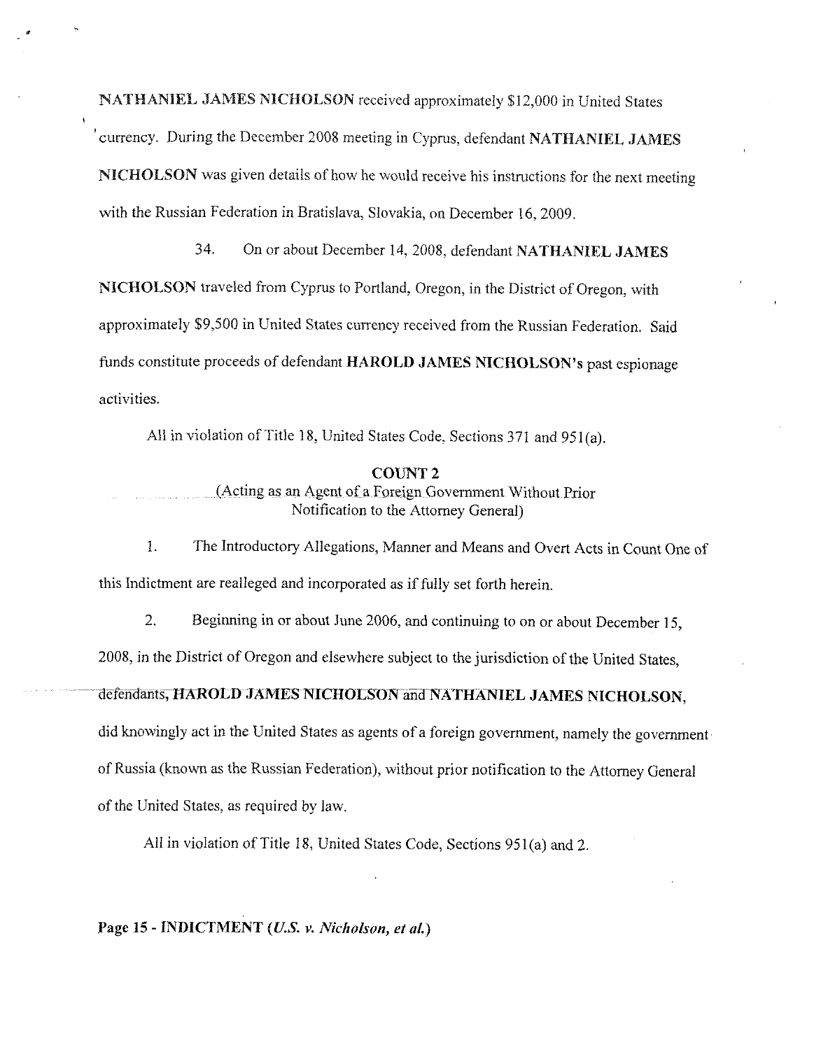**NATHANIEL JAMES NICHOLSON** received approximately $12,000 in United States currency. During the December 2008 meeting in Cyprus, defendant **NATHANIEL JAMES NICHOLSON** was given details of how he would receive his instructions for the next meeting with the Russian Federation in Bratislava, Slovakia, on December 16, 2009.

34. On or about December 14, 2008, defendant **NATHANIEL JAMES NICHOLSON** traveled from Cyprus to Portland, Oregon, in the District of Oregon, with approximately $9,500 in United States currency received from the Russian Federation. Said funds constitute proceeds of defendant **HAROLD JAMES NICHOLSON's** past espionage activities.

All in violation of Title 18, United States Code, Sections 371 and 951(a).

**COUNT 2**

(Acting as an Agent of a Foreign Government Without Prior Notification to the Attorney General)

1. The Introductory Allegations, Manner and Means and Overt Acts in Count One of this Indictment are realleged and incorporated as if fully set forth herein.

2. Beginning in or about June 2006, and continuing to on or about December 15, 2008, in the District of Oregon and elsewhere subject to the jurisdiction of the United States, defendants, **HAROLD JAMES NICHOLSON** and **NATHANIEL JAMES NICHOLSON**, did knowingly act in the United States as agents of a foreign government, namely the government of Russia (known as the Russian Federation), without prior notification to the Attorney General of the United States, as required by law.

All in violation of Title 18, United States Code, Sections 951(a) and 2.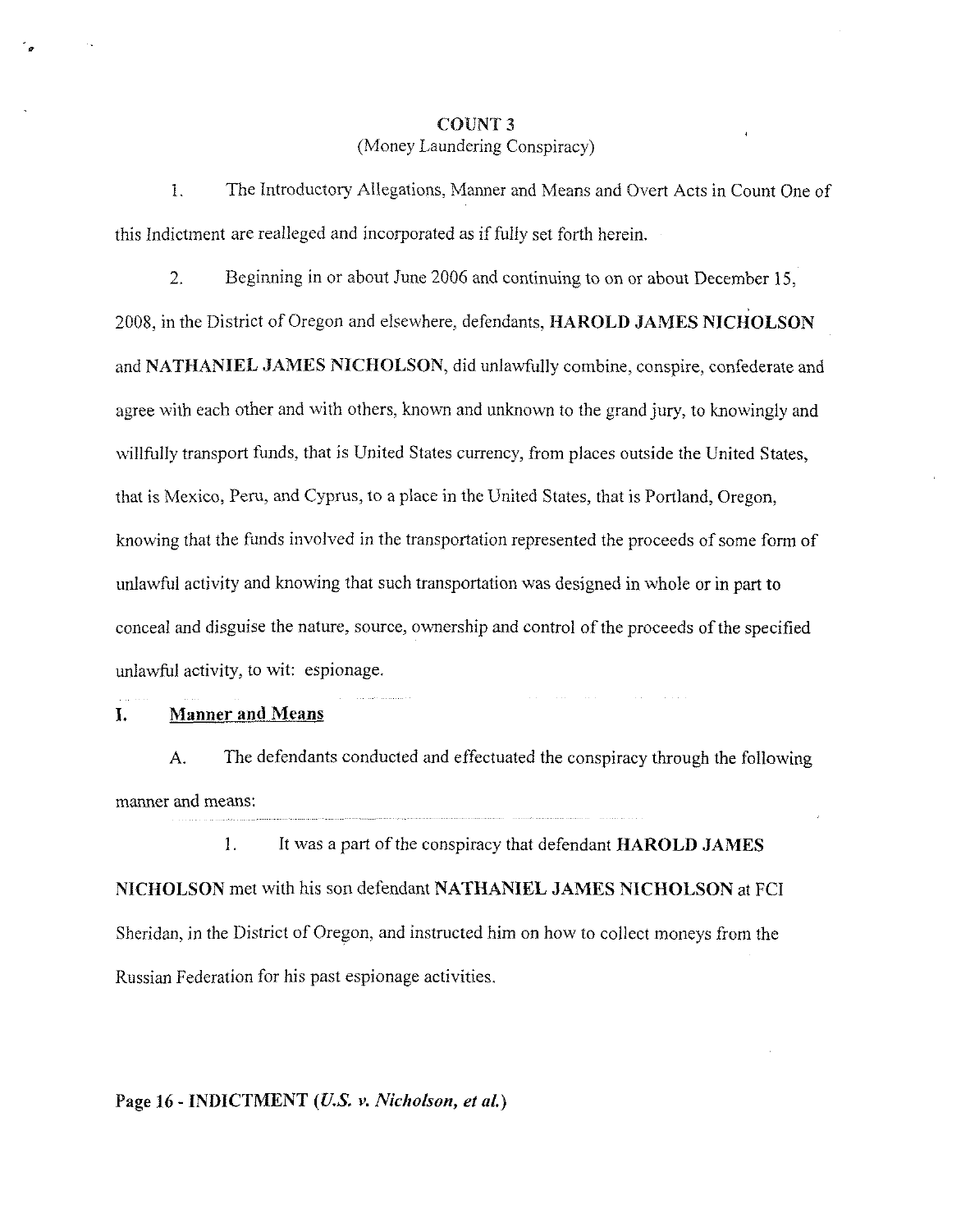## COUNT 3

(Money Laundering Conspiracy)

1. The Introductory Allegations, Manner and Means and Overt Acts in Count One of this Indictment are realleged and incorporated as if fully set forth herein.

2. Beginning in or about June 2006 and continuing to on or about December 15, 2008, in the District of Oregon and elsewhere, defendants, **HAROLD JAMES NICHOLSON** and **NATHANIEL JAMES NICHOLSON**, did unlawfully combine, conspire, confederate and agree with each other and with others, known and unknown to the grand jury, to knowingly and willfully transport funds, that is United States currency, from places outside the United States, that is Mexico, Peru, and Cyprus, to a place in the United States, that is Portland, Oregon, knowing that the funds involved in the transportation represented the proceeds of some form of unlawful activity and knowing that such transportation was designed in whole or in part to conceal and disguise the nature, source, ownership and control of the proceeds of the specified unlawful activity, to wit: espionage.

### I. Manner and Means

A. The defendants conducted and effectuated the conspiracy through the following manner and means:

1. It was a part of the conspiracy that defendant **HAROLD JAMES NICHOLSON** met with his son defendant **NATHANIEL JAMES NICHOLSON** at FCI Sheridan, in the District of Oregon, and instructed him on how to collect moneys from the Russian Federation for his past espionage activities.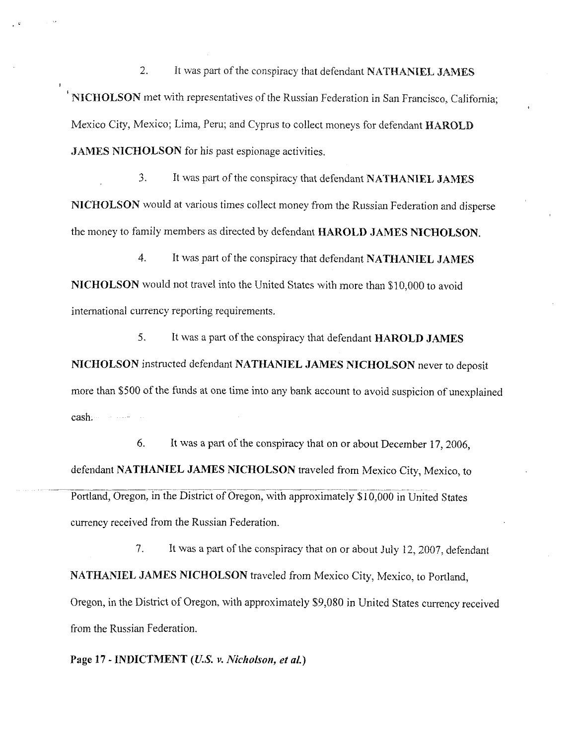2. It was part of the conspiracy that defendant **NATHANIEL JAMES NICHOLSON** met with representatives of the Russian Federation in San Francisco, California; Mexico City, Mexico; Lima, Peru; and Cyprus to collect moneys for defendant **HAROLD JAMES NICHOLSON** for his past espionage activities.

3. It was part of the conspiracy that defendant **NATHANIEL JAMES NICHOLSON** would at various times collect money from the Russian Federation and disperse the money to family members as directed by defendant **HAROLD JAMES NICHOLSON**.

4. It was part of the conspiracy that defendant **NATHANIEL JAMES NICHOLSON** would not travel into the United States with more than $10,000 to avoid international currency reporting requirements.

5. It was a part of the conspiracy that defendant **HAROLD JAMES NICHOLSON** instructed defendant **NATHANIEL JAMES NICHOLSON** never to deposit more than $500 of the funds at one time into any bank account to avoid suspicion of unexplained cash.

6. It was a part of the conspiracy that on or about December 17, 2006, defendant **NATHANIEL JAMES NICHOLSON** traveled from Mexico City, Mexico, to Portland, Oregon, in the District of Oregon, with approximately $10,000 in United States currency received from the Russian Federation.

7. It was a part of the conspiracy that on or about July 12, 2007, defendant **NATHANIEL JAMES NICHOLSON** traveled from Mexico City, Mexico, to Portland, Oregon, in the District of Oregon, with approximately $9,080 in United States currency received from the Russian Federation.

**Page 17 - INDICTMENT (*U.S. v. Nicholson, et al.*)**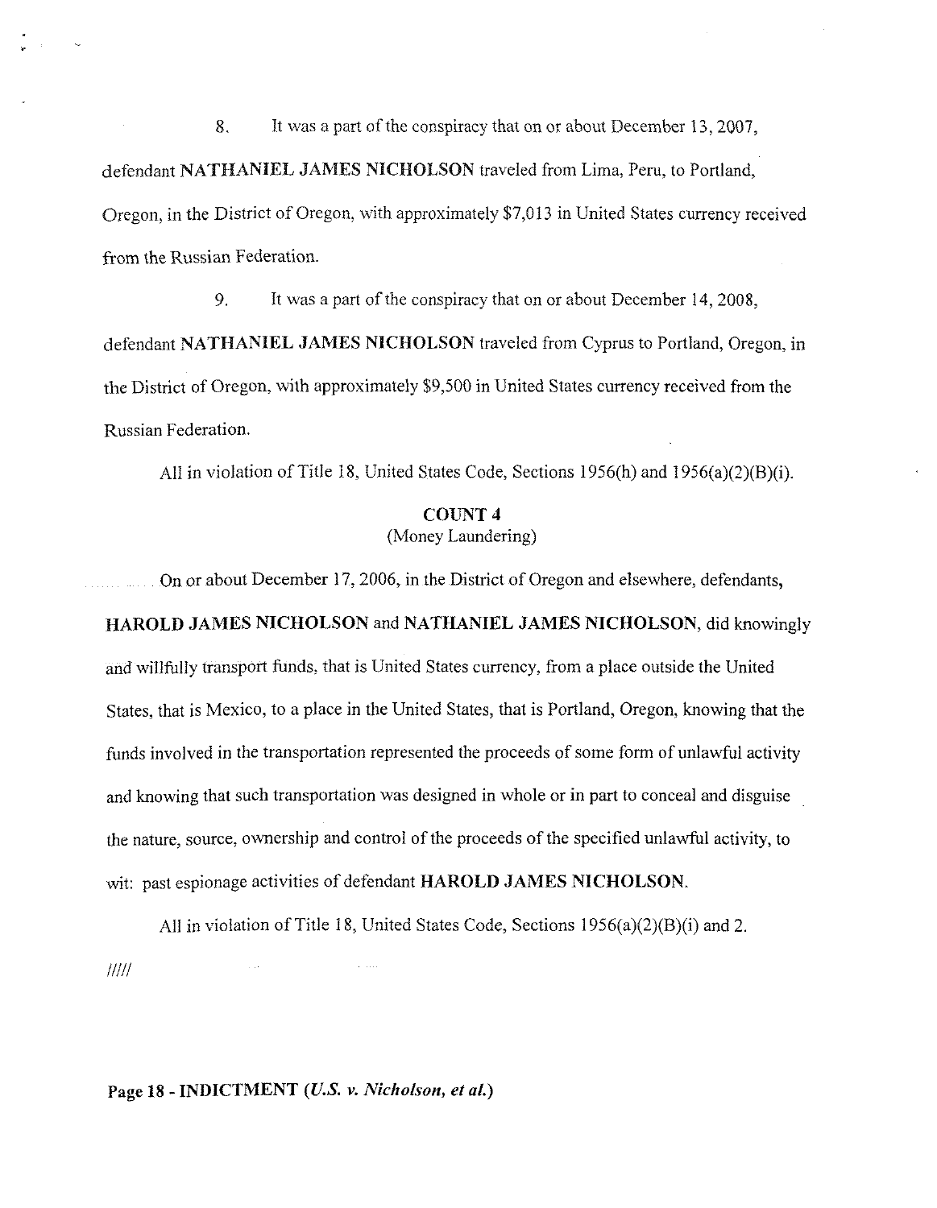8. It was a part of the conspiracy that on or about December 13, 2007, defendant **NATHANIEL JAMES NICHOLSON** traveled from Lima, Peru, to Portland, Oregon, in the District of Oregon, with approximately $7,013 in United States currency received from the Russian Federation.

9. It was a part of the conspiracy that on or about December 14, 2008, defendant **NATHANIEL JAMES NICHOLSON** traveled from Cyprus to Portland, Oregon, in the District of Oregon, with approximately $9,500 in United States currency received from the Russian Federation.

All in violation of Title 18, United States Code, Sections 1956(h) and 1956(a)(2)(B)(i).

## COUNT 4
(Money Laundering)

On or about December 17, 2006, in the District of Oregon and elsewhere, defendants, **HAROLD JAMES NICHOLSON** and **NATHANIEL JAMES NICHOLSON**, did knowingly and willfully transport funds, that is United States currency, from a place outside the United States, that is Mexico, to a place in the United States, that is Portland, Oregon, knowing that the funds involved in the transportation represented the proceeds of some form of unlawful activity and knowing that such transportation was designed in whole or in part to conceal and disguise the nature, source, ownership and control of the proceeds of the specified unlawful activity, to wit: past espionage activities of defendant **HAROLD JAMES NICHOLSON**.

All in violation of Title 18, United States Code, Sections 1956(a)(2)(B)(i) and 2.

/////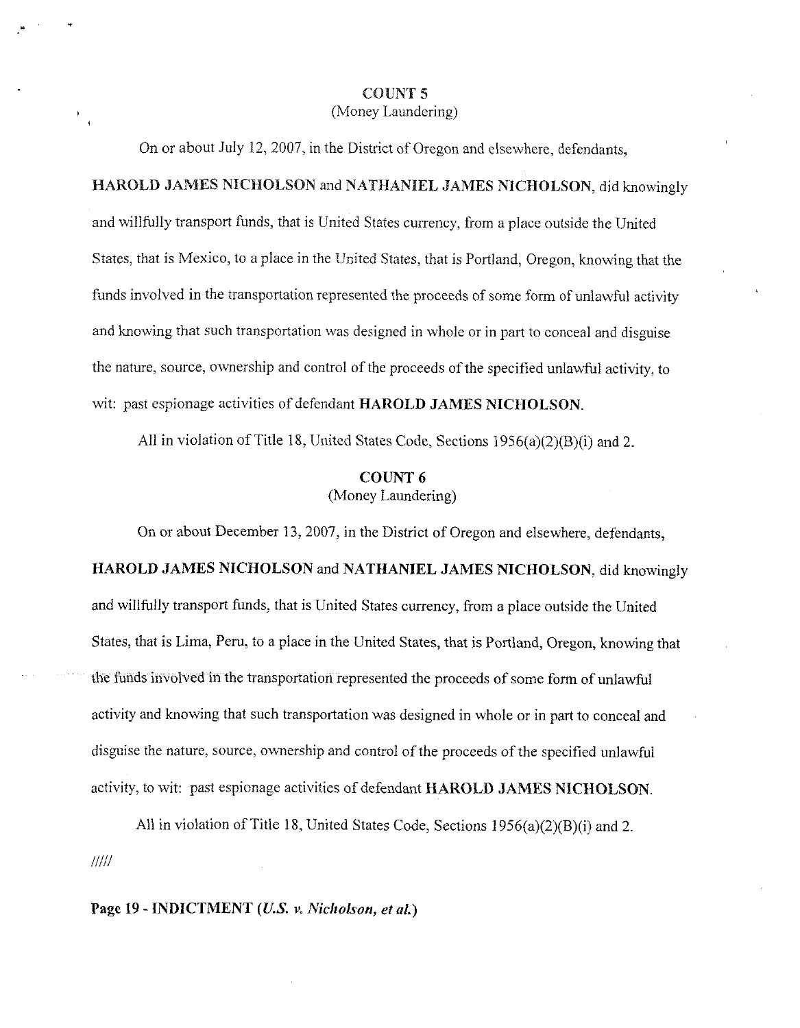## COUNT 5
(Money Laundering)

On or about July 12, 2007, in the District of Oregon and elsewhere, defendants, **HAROLD JAMES NICHOLSON** and **NATHANIEL JAMES NICHOLSON**, did knowingly and willfully transport funds, that is United States currency, from a place outside the United States, that is Mexico, to a place in the United States, that is Portland, Oregon, knowing that the funds involved in the transportation represented the proceeds of some form of unlawful activity and knowing that such transportation was designed in whole or in part to conceal and disguise the nature, source, ownership and control of the proceeds of the specified unlawful activity, to wit: past espionage activities of defendant **HAROLD JAMES NICHOLSON**.

All in violation of Title 18, United States Code, Sections 1956(a)(2)(B)(i) and 2.

## COUNT 6
(Money Laundering)

On or about December 13, 2007, in the District of Oregon and elsewhere, defendants, **HAROLD JAMES NICHOLSON** and **NATHANIEL JAMES NICHOLSON**, did knowingly and willfully transport funds, that is United States currency, from a place outside the United States, that is Lima, Peru, to a place in the United States, that is Portland, Oregon, knowing that the funds involved in the transportation represented the proceeds of some form of unlawful activity and knowing that such transportation was designed in whole or in part to conceal and disguise the nature, source, ownership and control of the proceeds of the specified unlawful activity, to wit: past espionage activities of defendant **HAROLD JAMES NICHOLSON**.

All in violation of Title 18, United States Code, Sections 1956(a)(2)(B)(i) and 2.

/////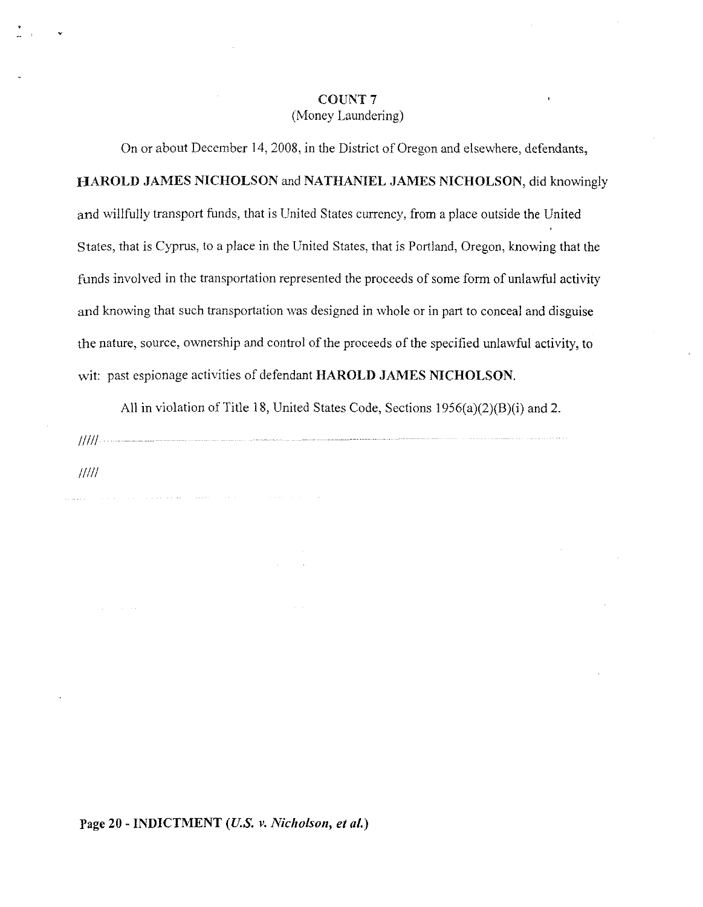## COUNT 7
(Money Laundering)

On or about December 14, 2008, in the District of Oregon and elsewhere, defendants, **HAROLD JAMES NICHOLSON** and **NATHANIEL JAMES NICHOLSON**, did knowingly and willfully transport funds, that is United States currency, from a place outside the United States, that is Cyprus, to a place in the United States, that is Portland, Oregon, knowing that the funds involved in the transportation represented the proceeds of some form of unlawful activity and knowing that such transportation was designed in whole or in part to conceal and disguise the nature, source, ownership and control of the proceeds of the specified unlawful activity, to wit: past espionage activities of defendant **HAROLD JAMES NICHOLSON**.

All in violation of Title 18, United States Code, Sections 1956(a)(2)(B)(i) and 2.

/////

/////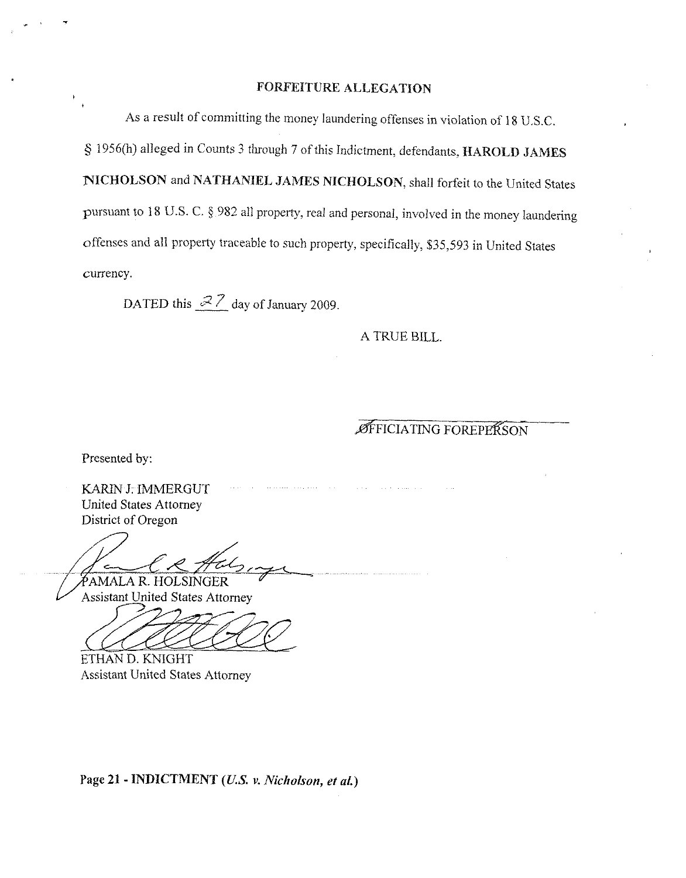## FORFEITURE ALLEGATION

As a result of committing the money laundering offenses in violation of 18 U.S.C. § 1956(h) alleged in Counts 3 through 7 of this Indictment, defendants, **HAROLD JAMES NICHOLSON** and **NATHANIEL JAMES NICHOLSON**, shall forfeit to the United States pursuant to 18 U.S. C. § 982 all property, real and personal, involved in the money laundering offenses and all property traceable to such property, specifically, $35,593 in United States currency.

DATED this 27 day of January 2009.

A TRUE BILL.

OFFICIATING FOREPERSON

Presented by:

KARIN J. IMMERGUT
United States Attorney
District of Oregon

PAMALA R. HOLSINGER
Assistant United States Attorney

ETHAN D. KNIGHT
Assistant United States Attorney

**Page 21 - INDICTMENT (*U.S. v. Nicholson, et al.*)**